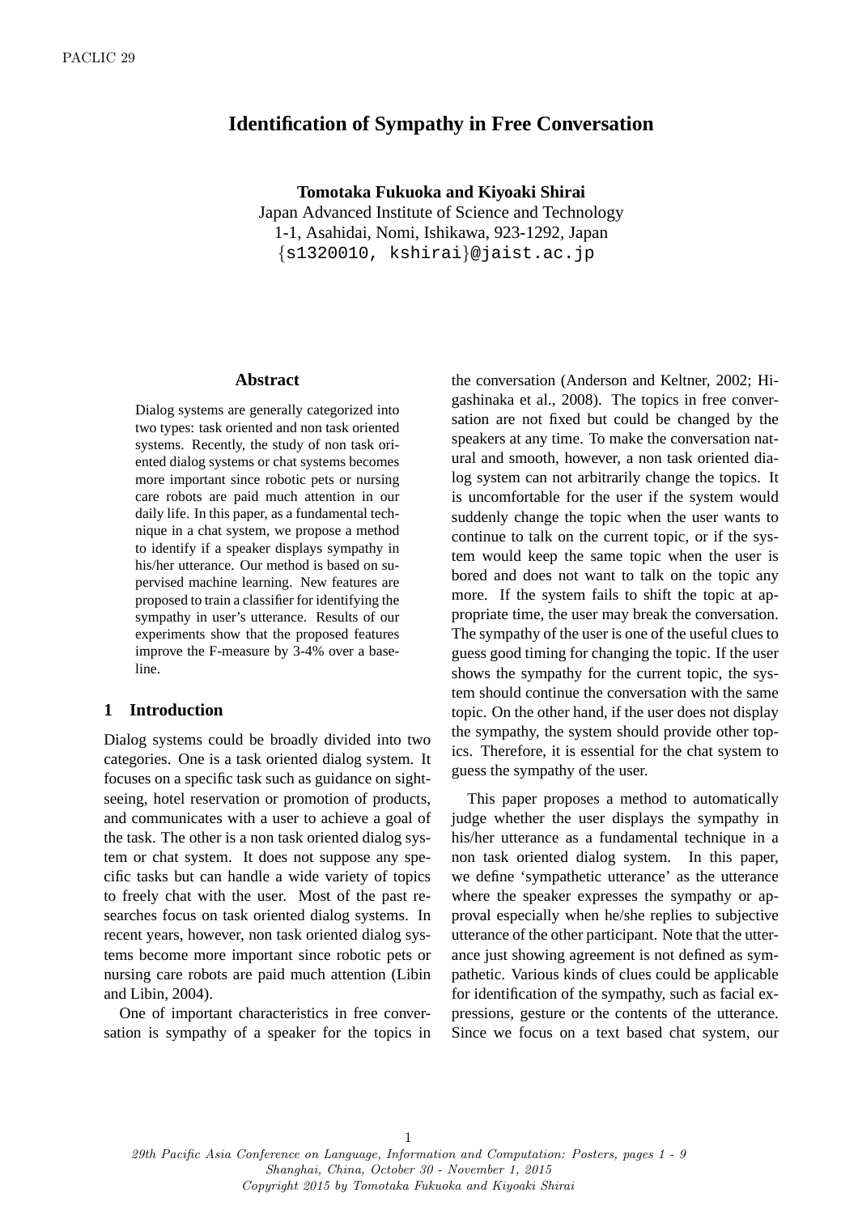# Identification of Sympathy in Free Conversation

**Tomotaka Fukuoka and Kiyoaki Shirai**
Japan Advanced Institute of Science and Technology
1-1, Asahidai, Nomi, Ishikawa, 923-1292, Japan
{s1320010, kshirai}@jaist.ac.jp

## Abstract

Dialog systems are generally categorized into two types: task oriented and non task oriented systems. Recently, the study of non task oriented dialog systems or chat systems becomes more important since robotic pets or nursing care robots are paid much attention in our daily life. In this paper, as a fundamental technique in a chat system, we propose a method to identify if a speaker displays sympathy in his/her utterance. Our method is based on supervised machine learning. New features are proposed to train a classifier for identifying the sympathy in user's utterance. Results of our experiments show that the proposed features improve the F-measure by 3-4% over a baseline.

## 1 Introduction

Dialog systems could be broadly divided into two categories. One is a task oriented dialog system. It focuses on a specific task such as guidance on sightseeing, hotel reservation or promotion of products, and communicates with a user to achieve a goal of the task. The other is a non task oriented dialog system or chat system. It does not suppose any specific tasks but can handle a wide variety of topics to freely chat with the user. Most of the past researches focus on task oriented dialog systems. In recent years, however, non task oriented dialog systems become more important since robotic pets or nursing care robots are paid much attention (Libin and Libin, 2004).

One of important characteristics in free conversation is sympathy of a speaker for the topics in the conversation (Anderson and Keltner, 2002; Higashinaka et al., 2008). The topics in free conversation are not fixed but could be changed by the speakers at any time. To make the conversation natural and smooth, however, a non task oriented dialog system can not arbitrarily change the topics. It is uncomfortable for the user if the system would suddenly change the topic when the user wants to continue to talk on the current topic, or if the system would keep the same topic when the user is bored and does not want to talk on the topic any more. If the system fails to shift the topic at appropriate time, the user may break the conversation. The sympathy of the user is one of the useful clues to guess good timing for changing the topic. If the user shows the sympathy for the current topic, the system should continue the conversation with the same topic. On the other hand, if the user does not display the sympathy, the system should provide other topics. Therefore, it is essential for the chat system to guess the sympathy of the user.

This paper proposes a method to automatically judge whether the user displays the sympathy in his/her utterance as a fundamental technique in a non task oriented dialog system. In this paper, we define 'sympathetic utterance' as the utterance where the speaker expresses the sympathy or approval especially when he/she replies to subjective utterance of the other participant. Note that the utterance just showing agreement is not defined as sympathetic. Various kinds of clues could be applicable for identification of the sympathy, such as facial expressions, gesture or the contents of the utterance. Since we focus on a text based chat system, our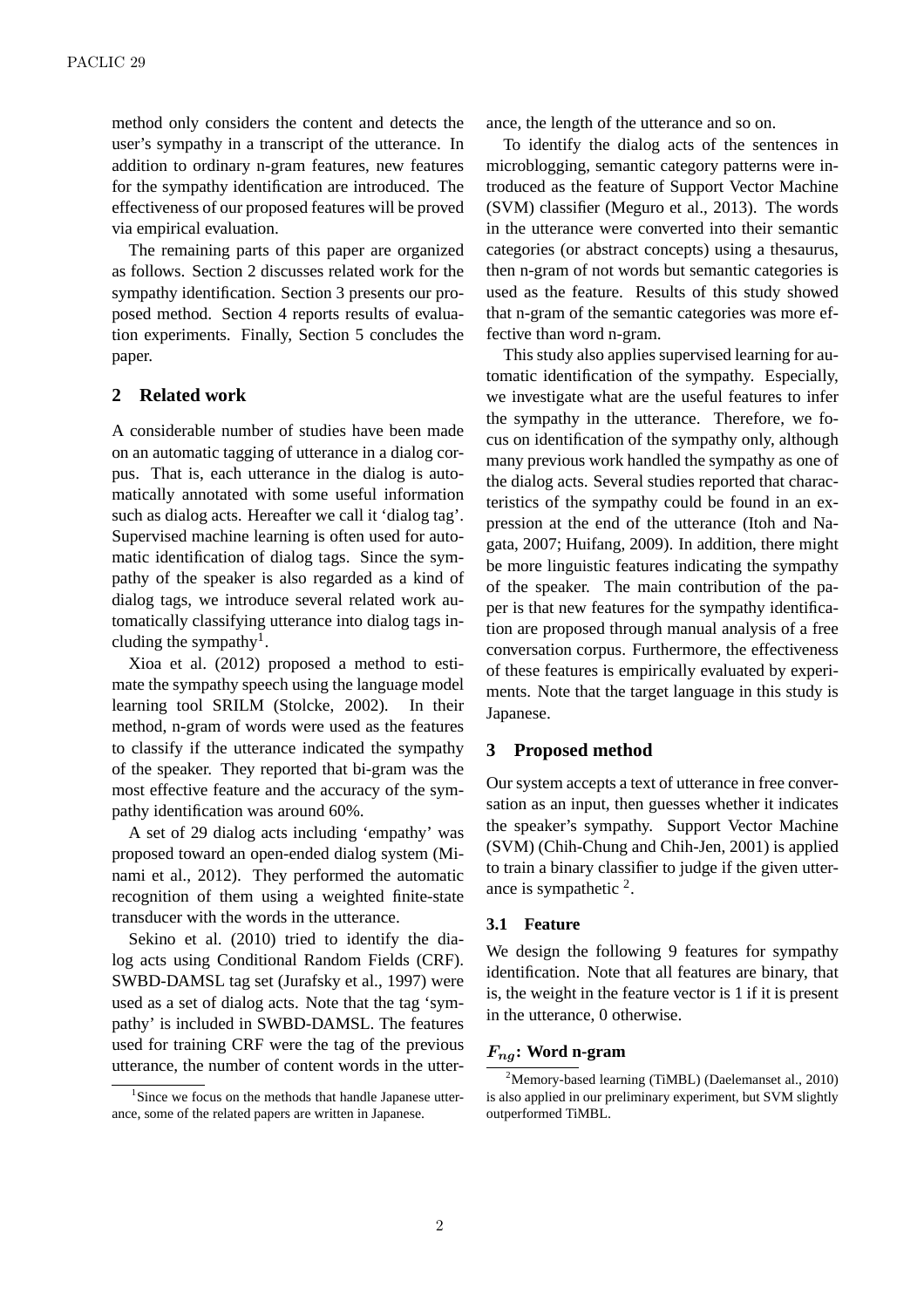method only considers the content and detects the user's sympathy in a transcript of the utterance. In addition to ordinary n-gram features, new features for the sympathy identification are introduced. The effectiveness of our proposed features will be proved via empirical evaluation.

The remaining parts of this paper are organized as follows. Section 2 discusses related work for the sympathy identification. Section 3 presents our proposed method. Section 4 reports results of evaluation experiments. Finally, Section 5 concludes the paper.

## 2 Related work

A considerable number of studies have been made on an automatic tagging of utterance in a dialog corpus. That is, each utterance in the dialog is automatically annotated with some useful information such as dialog acts. Hereafter we call it 'dialog tag'. Supervised machine learning is often used for automatic identification of dialog tags. Since the sympathy of the speaker is also regarded as a kind of dialog tags, we introduce several related work automatically classifying utterance into dialog tags including the sympathy[1].

Xioa et al. (2012) proposed a method to estimate the sympathy speech using the language model learning tool SRILM (Stolcke, 2002). In their method, n-gram of words were used as the features to classify if the utterance indicated the sympathy of the speaker. They reported that bi-gram was the most effective feature and the accuracy of the sympathy identification was around 60%.

A set of 29 dialog acts including 'empathy' was proposed toward an open-ended dialog system (Minami et al., 2012). They performed the automatic recognition of them using a weighted finite-state transducer with the words in the utterance.

Sekino et al. (2010) tried to identify the dialog acts using Conditional Random Fields (CRF). SWBD-DAMSL tag set (Jurafsky et al., 1997) were used as a set of dialog acts. Note that the tag 'sympathy' is included in SWBD-DAMSL. The features used for training CRF were the tag of the previous utterance, the number of content words in the utterance, the length of the utterance and so on.

To identify the dialog acts of the sentences in microblogging, semantic category patterns were introduced as the feature of Support Vector Machine (SVM) classifier (Meguro et al., 2013). The words in the utterance were converted into their semantic categories (or abstract concepts) using a thesaurus, then n-gram of not words but semantic categories is used as the feature. Results of this study showed that n-gram of the semantic categories was more effective than word n-gram.

This study also applies supervised learning for automatic identification of the sympathy. Especially, we investigate what are the useful features to infer the sympathy in the utterance. Therefore, we focus on identification of the sympathy only, although many previous work handled the sympathy as one of the dialog acts. Several studies reported that characteristics of the sympathy could be found in an expression at the end of the utterance (Itoh and Nagata, 2007; Huifang, 2009). In addition, there might be more linguistic features indicating the sympathy of the speaker. The main contribution of the paper is that new features for the sympathy identification are proposed through manual analysis of a free conversation corpus. Furthermore, the effectiveness of these features is empirically evaluated by experiments. Note that the target language in this study is Japanese.

## 3 Proposed method

Our system accepts a text of utterance in free conversation as an input, then guesses whether it indicates the speaker's sympathy. Support Vector Machine (SVM) (Chih-Chung and Chih-Jen, 2001) is applied to train a binary classifier to judge if the given utterance is sympathetic [2].

### 3.1 Feature

We design the following 9 features for sympathy identification. Note that all features are binary, that is, the weight in the feature vector is 1 if it is present in the utterance, 0 otherwise.

**$F_{ng}$: Word n-gram**

[1] Since we focus on the methods that handle Japanese utterance, some of the related papers are written in Japanese.

[2] Memory-based learning (TiMBL) (Daelemanset al., 2010) is also applied in our preliminary experiment, but SVM slightly outperformed TiMBL.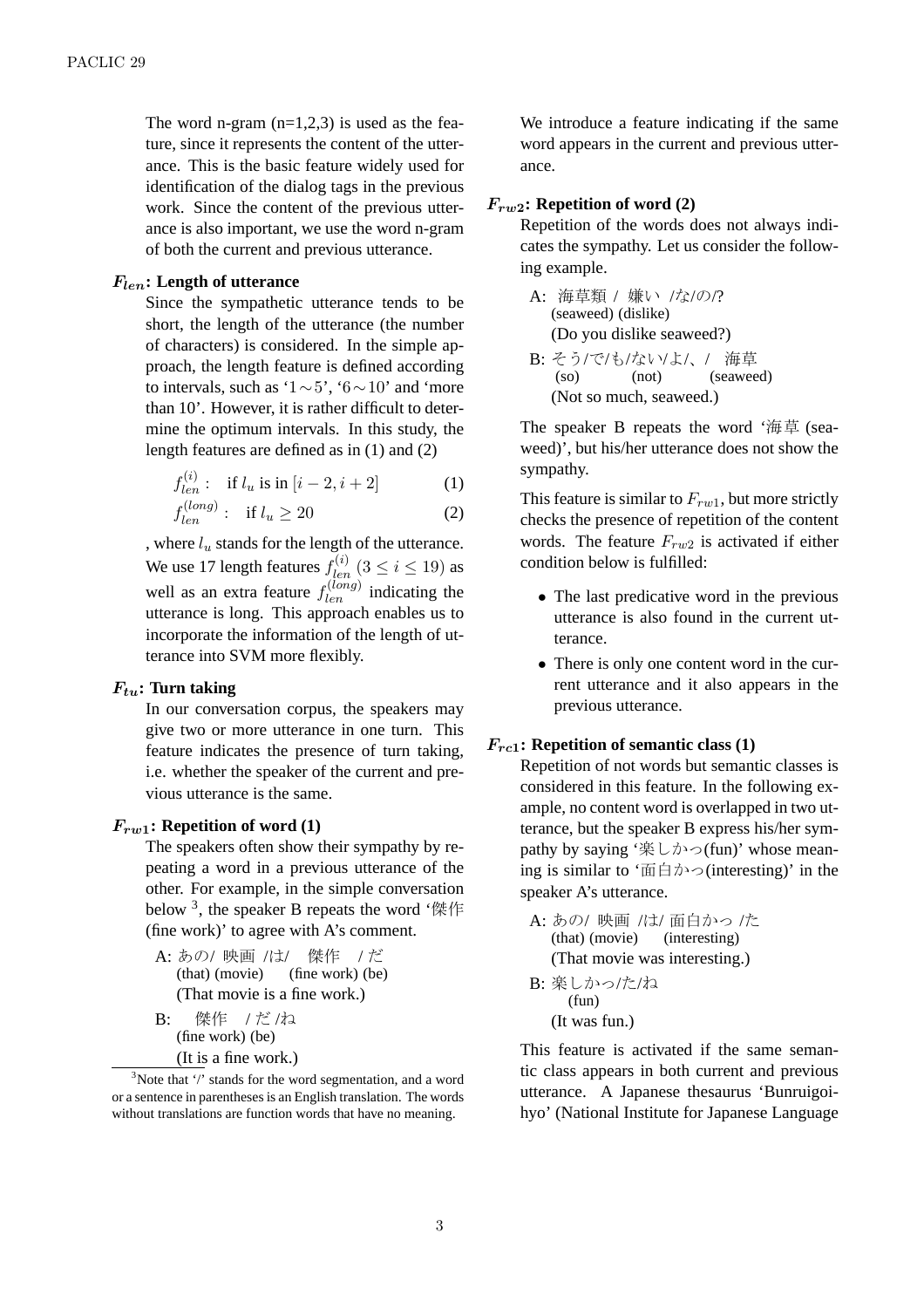The word n-gram (n=1,2,3) is used as the feature, since it represents the content of the utterance. This is the basic feature widely used for identification of the dialog tags in the previous work. Since the content of the previous utterance is also important, we use the word n-gram of both the current and previous utterance.

**$F_{len}$: Length of utterance**

Since the sympathetic utterance tends to be short, the length of the utterance (the number of characters) is considered. In the simple approach, the length feature is defined according to intervals, such as '$1 \sim 5$', '$6 \sim 10$' and 'more than 10'. However, it is rather difficult to determine the optimum intervals. In this study, the length features are defined as in (1) and (2)

$$f_{len}^{(i)} : \quad \text{if } l_u \text{ is in } [i-2, i+2] \tag{1}$$

$$f_{len}^{(long)} : \quad \text{if } l_u \geq 20 \tag{2}$$

, where $l_u$ stands for the length of the utterance. We use 17 length features $f_{len}^{(i)}$ $(3 \leq i \leq 19)$ as well as an extra feature $f_{len}^{(long)}$ indicating the utterance is long. This approach enables us to incorporate the information of the length of utterance into SVM more flexibly.

**$F_{tu}$: Turn taking**

In our conversation corpus, the speakers may give two or more utterance in one turn. This feature indicates the presence of turn taking, i.e. whether the speaker of the current and previous utterance is the same.

**$F_{rw1}$: Repetition of word (1)**

The speakers often show their sympathy by repeating a word in a previous utterance of the other. For example, in the simple conversation below [3], the speaker B repeats the word '傑作 (fine work)' to agree with A's comment.

A: あの/ 映画 /は/ 傑作 / だ
(that) (movie) (fine work) (be)
(That movie is a fine work.)

B: 傑作 / だ /ね
(fine work) (be)
(It is a fine work.)

We introduce a feature indicating if the same word appears in the current and previous utterance.

**$F_{rw2}$: Repetition of word (2)**

Repetition of the words does not always indicates the sympathy. Let us consider the following example.

A: 海草類 / 嫌い /な/の/?
(seaweed) (dislike)
(Do you dislike seaweed?)

B: そう/で/も/ない/よ/、/ 海草
(so) (not) (seaweed)
(Not so much, seaweed.)

The speaker B repeats the word '海草 (seaweed)', but his/her utterance does not show the sympathy.

This feature is similar to $F_{rw1}$, but more strictly checks the presence of repetition of the content words. The feature $F_{rw2}$ is activated if either condition below is fulfilled:

- The last predicative word in the previous utterance is also found in the current utterance.
- There is only one content word in the current utterance and it also appears in the previous utterance.

**$F_{rc1}$: Repetition of semantic class (1)**

Repetition of not words but semantic classes is considered in this feature. In the following example, no content word is overlapped in two utterance, but the speaker B express his/her sympathy by saying '楽しかっ(fun)' whose meaning is similar to '面白かっ(interesting)' in the speaker A's utterance.

A: あの/ 映画 /は/ 面白かっ /た
(that) (movie) (interesting)
(That movie was interesting.)

B: 楽しかっ/た/ね
(fun)
(It was fun.)

This feature is activated if the same semantic class appears in both current and previous utterance. A Japanese thesaurus 'Bunruigoihyo' (National Institute for Japanese Language

[3] Note that '/' stands for the word segmentation, and a word or a sentence in parentheses is an English translation. The words without translations are function words that have no meaning.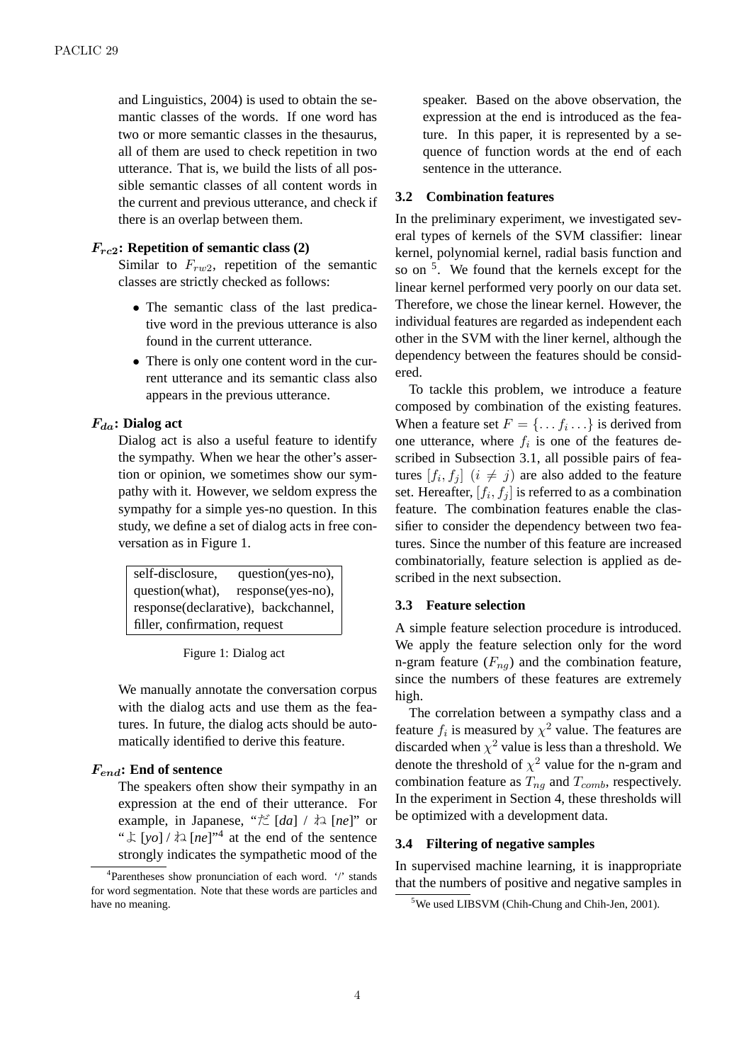and Linguistics, 2004) is used to obtain the semantic classes of the words. If one word has two or more semantic classes in the thesaurus, all of them are used to check repetition in two utterance. That is, we build the lists of all possible semantic classes of all content words in the current and previous utterance, and check if there is an overlap between them.

**$F_{rc2}$: Repetition of semantic class (2)**

Similar to $F_{rw2}$, repetition of the semantic classes are strictly checked as follows:

- The semantic class of the last predicative word in the previous utterance is also found in the current utterance.
- There is only one content word in the current utterance and its semantic class also appears in the previous utterance.

**$F_{da}$: Dialog act**

Dialog act is also a useful feature to identify the sympathy. When we hear the other's assertion or opinion, we sometimes show our sympathy with it. However, we seldom express the sympathy for a simple yes-no question. In this study, we define a set of dialog acts in free conversation as in Figure 1.

self-disclosure, question(yes-no), question(what), response(yes-no), response(declarative), backchannel, filler, confirmation, request

Figure 1: Dialog act

We manually annotate the conversation corpus with the dialog acts and use them as the features. In future, the dialog acts should be automatically identified to derive this feature.

**$F_{end}$: End of sentence**

The speakers often show their sympathy in an expression at the end of their utterance. For example, in Japanese, "だ [*da*] / ね [*ne*]" or "よ [*yo*] / ね [*ne*]"[4] at the end of the sentence strongly indicates the sympathetic mood of the speaker. Based on the above observation, the expression at the end is introduced as the feature. In this paper, it is represented by a sequence of function words at the end of each sentence in the utterance.

[4] Parentheses show pronunciation of each word. '/' stands for word segmentation. Note that these words are particles and have no meaning.

### 3.2 Combination features

In the preliminary experiment, we investigated several types of kernels of the SVM classifier: linear kernel, polynomial kernel, radial basis function and so on [5]. We found that the kernels except for the linear kernel performed very poorly on our data set. Therefore, we chose the linear kernel. However, the individual features are regarded as independent each other in the SVM with the liner kernel, although the dependency between the features should be considered.

To tackle this problem, we introduce a feature composed by combination of the existing features. When a feature set $F = \{\ldots f_i \ldots\}$ is derived from one utterance, where $f_i$ is one of the features described in Subsection 3.1, all possible pairs of features $[f_i, f_j]$ $(i \neq j)$ are also added to the feature set. Hereafter, $[f_i, f_j]$ is referred to as a combination feature. The combination features enable the classifier to consider the dependency between two features. Since the number of this feature are increased combinatorially, feature selection is applied as described in the next subsection.

### 3.3 Feature selection

A simple feature selection procedure is introduced. We apply the feature selection only for the word n-gram feature ($F_{ng}$) and the combination feature, since the numbers of these features are extremely high.

The correlation between a sympathy class and a feature $f_i$ is measured by $\chi^2$ value. The features are discarded when $\chi^2$ value is less than a threshold. We denote the threshold of $\chi^2$ value for the n-gram and combination feature as $T_{ng}$ and $T_{comb}$, respectively. In the experiment in Section 4, these thresholds will be optimized with a development data.

### 3.4 Filtering of negative samples

In supervised machine learning, it is inappropriate that the numbers of positive and negative samples in

[5] We used LIBSVM (Chih-Chung and Chih-Jen, 2001).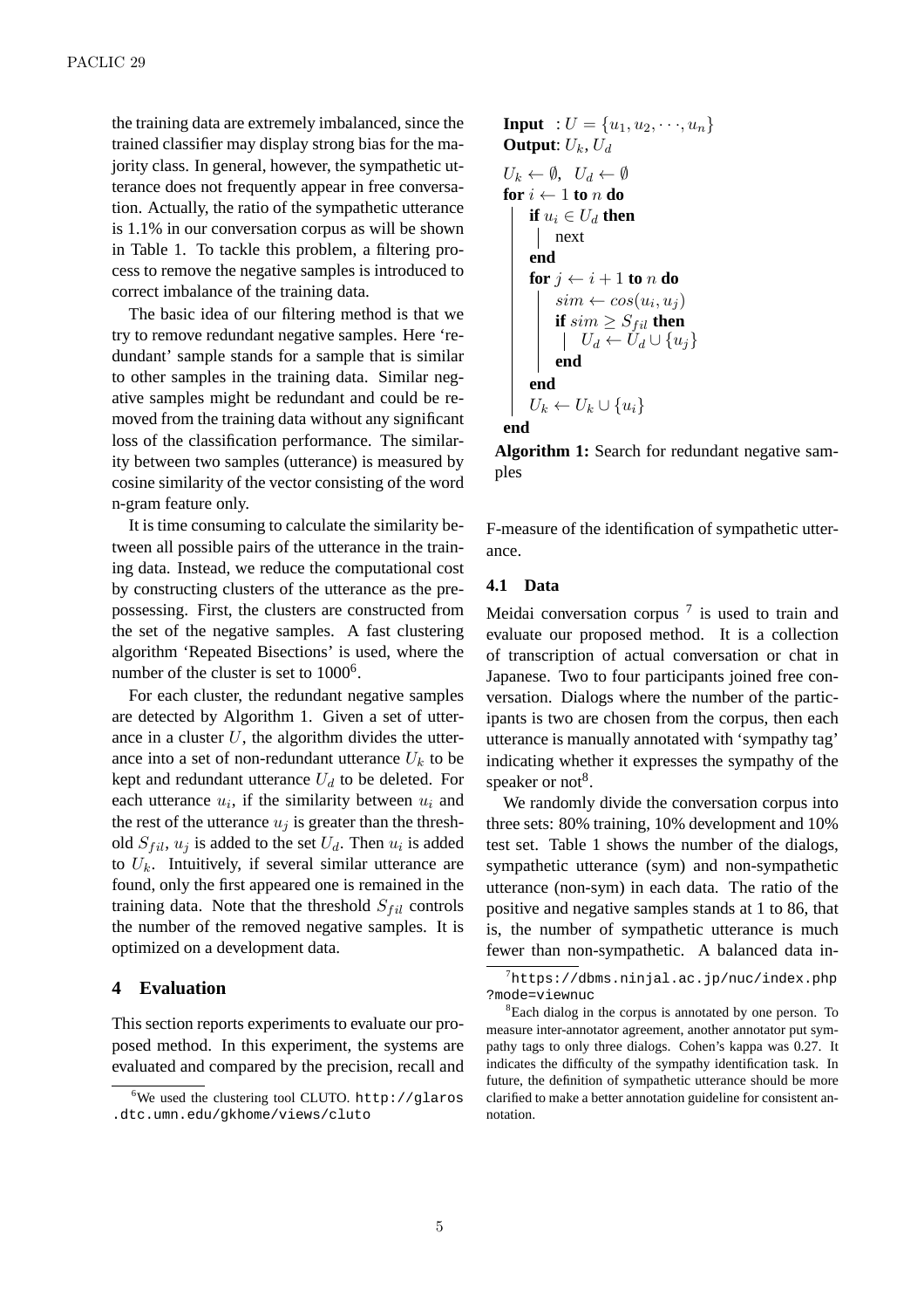the training data are extremely imbalanced, since the trained classifier may display strong bias for the majority class. In general, however, the sympathetic utterance does not frequently appear in free conversation. Actually, the ratio of the sympathetic utterance is 1.1% in our conversation corpus as will be shown in Table 1. To tackle this problem, a filtering process to remove the negative samples is introduced to correct imbalance of the training data.

The basic idea of our filtering method is that we try to remove redundant negative samples. Here 'redundant' sample stands for a sample that is similar to other samples in the training data. Similar negative samples might be redundant and could be removed from the training data without any significant loss of the classification performance. The similarity between two samples (utterance) is measured by cosine similarity of the vector consisting of the word n-gram feature only.

It is time consuming to calculate the similarity between all possible pairs of the utterance in the training data. Instead, we reduce the computational cost by constructing clusters of the utterance as the prepossessing. First, the clusters are constructed from the set of the negative samples. A fast clustering algorithm 'Repeated Bisections' is used, where the number of the cluster is set to 1000[6].

For each cluster, the redundant negative samples are detected by Algorithm 1. Given a set of utterance in a cluster $U$, the algorithm divides the utterance into a set of non-redundant utterance $U_k$ to be kept and redundant utterance $U_d$ to be deleted. For each utterance $u_i$, if the similarity between $u_i$ and the rest of the utterance $u_j$ is greater than the threshold $S_{fil}$, $u_j$ is added to the set $U_d$. Then $u_i$ is added to $U_k$. Intuitively, if several similar utterance are found, only the first appeared one is remained in the training data. Note that the threshold $S_{fil}$ controls the number of the removed negative samples. It is optimized on a development data.

```
Input  : U = {u_1, u_2, ..., u_n}
Output: U_k, U_d
U_k ← ∅,  U_d ← ∅
for i ← 1 to n do
    if u_i ∈ U_d then
        next
    end
    for j ← i + 1 to n do
        sim ← cos(u_i, u_j)
        if sim ≥ S_fil then
            U_d ← U_d ∪ {u_j}
        end
    end
    U_k ← U_k ∪ {u_i}
end
```

**Algorithm 1:** Search for redundant negative samples

## 4 Evaluation

This section reports experiments to evaluate our proposed method. In this experiment, the systems are evaluated and compared by the precision, recall and F-measure of the identification of sympathetic utterance.

### 4.1 Data

Meidai conversation corpus [7] is used to train and evaluate our proposed method. It is a collection of transcription of actual conversation or chat in Japanese. Two to four participants joined free conversation. Dialogs where the number of the participants is two are chosen from the corpus, then each utterance is manually annotated with 'sympathy tag' indicating whether it expresses the sympathy of the speaker or not[8].

We randomly divide the conversation corpus into three sets: 80% training, 10% development and 10% test set. Table 1 shows the number of the dialogs, sympathetic utterance (sym) and non-sympathetic utterance (non-sym) in each data. The ratio of the positive and negative samples stands at 1 to 86, that is, the number of sympathetic utterance is much fewer than non-sympathetic. A balanced data in-

[6] We used the clustering tool CLUTO. http://glaros.dtc.umn.edu/gkhome/views/cluto

[7] https://dbms.ninjal.ac.jp/nuc/index.php?mode=viewnuc

[8] Each dialog in the corpus is annotated by one person. To measure inter-annotator agreement, another annotator put sympathy tags to only three dialogs. Cohen's kappa was 0.27. It indicates the difficulty of the sympathy identification task. In future, the definition of sympathetic utterance should be more clarified to make a better annotation guideline for consistent annotation.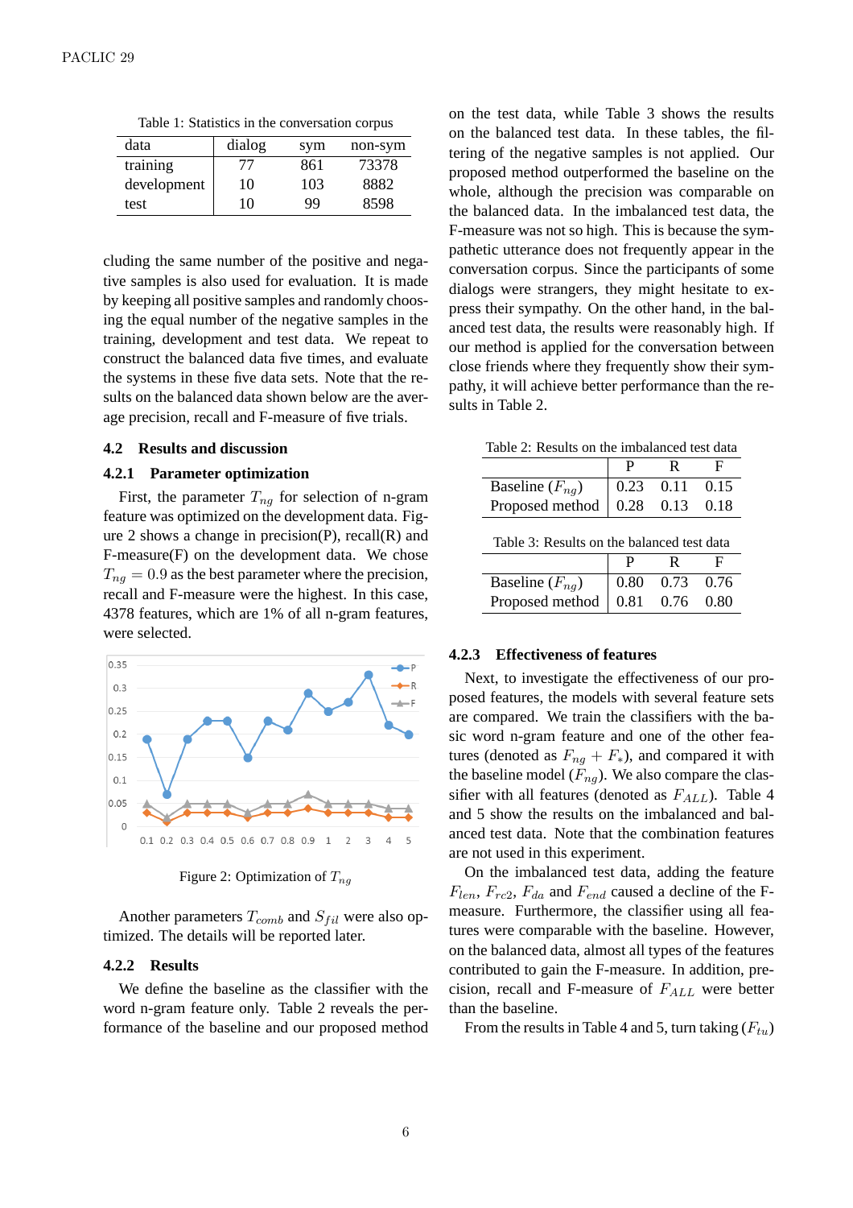Table 1: Statistics in the conversation corpus

| data | dialog | sym | non-sym |
|---|---|---|---|
| training | 77 | 861 | 73378 |
| development | 10 | 103 | 8882 |
| test | 10 | 99 | 8598 |

cluding the same number of the positive and negative samples is also used for evaluation. It is made by keeping all positive samples and randomly choosing the equal number of the negative samples in the training, development and test data. We repeat to construct the balanced data five times, and evaluate the systems in these five data sets. Note that the results on the balanced data shown below are the average precision, recall and F-measure of five trials.

### 4.2 Results and discussion

#### 4.2.1 Parameter optimization

First, the parameter $T_{ng}$ for selection of n-gram feature was optimized on the development data. Figure 2 shows a change in precision(P), recall(R) and F-measure(F) on the development data. We chose $T_{ng} = 0.9$ as the best parameter where the precision, recall and F-measure were the highest. In this case, 4378 features, which are 1% of all n-gram features, were selected.

Figure 2: Optimization of $T_{ng}$

Another parameters $T_{comb}$ and $S_{fil}$ were also optimized. The details will be reported later.

#### 4.2.2 Results

We define the baseline as the classifier with the word n-gram feature only. Table 2 reveals the performance of the baseline and our proposed method on the test data, while Table 3 shows the results on the balanced test data. In these tables, the filtering of the negative samples is not applied. Our proposed method outperformed the baseline on the whole, although the precision was comparable on the balanced data. In the imbalanced test data, the F-measure was not so high. This is because the sympathetic utterance does not frequently appear in the conversation corpus. Since the participants of some dialogs were strangers, they might hesitate to express their sympathy. On the other hand, in the balanced test data, the results were reasonably high. If our method is applied for the conversation between close friends where they frequently show their sympathy, it will achieve better performance than the results in Table 2.

Table 2: Results on the imbalanced test data

| | P | R | F |
|---|---|---|---|
| Baseline ($F_{ng}$) | 0.23 | 0.11 | 0.15 |
| Proposed method | 0.28 | 0.13 | 0.18 |

Table 3: Results on the balanced test data

| | P | R | F |
|---|---|---|---|
| Baseline ($F_{ng}$) | 0.80 | 0.73 | 0.76 |
| Proposed method | 0.81 | 0.76 | 0.80 |

#### 4.2.3 Effectiveness of features

Next, to investigate the effectiveness of our proposed features, the models with several feature sets are compared. We train the classifiers with the basic word n-gram feature and one of the other features (denoted as $F_{ng} + F_*$), and compared it with the baseline model ($F_{ng}$). We also compare the classifier with all features (denoted as $F_{ALL}$). Table 4 and 5 show the results on the imbalanced and balanced test data. Note that the combination features are not used in this experiment.

On the imbalanced test data, adding the feature $F_{len}$, $F_{rc2}$, $F_{da}$ and $F_{end}$ caused a decline of the F-measure. Furthermore, the classifier using all features were comparable with the baseline. However, on the balanced data, almost all types of the features contributed to gain the F-measure. In addition, precision, recall and F-measure of $F_{ALL}$ were better than the baseline.

From the results in Table 4 and 5, turn taking ($F_{tu}$)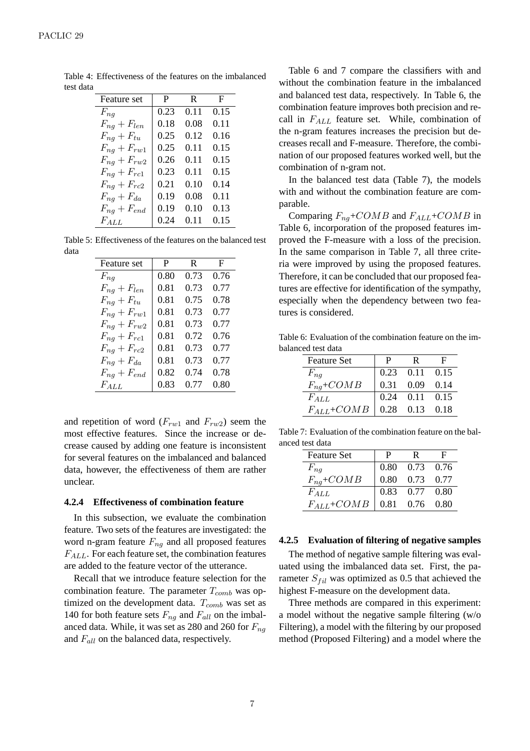Table 4: Effectiveness of the features on the imbalanced test data

| Feature set | P | R | F |
|---|---|---|---|
| $F_{ng}$ | 0.23 | 0.11 | 0.15 |
| $F_{ng} + F_{len}$ | 0.18 | 0.08 | 0.11 |
| $F_{ng} + F_{tu}$ | 0.25 | 0.12 | 0.16 |
| $F_{ng} + F_{rw1}$ | 0.25 | 0.11 | 0.15 |
| $F_{ng} + F_{rw2}$ | 0.26 | 0.11 | 0.15 |
| $F_{ng} + F_{rc1}$ | 0.23 | 0.11 | 0.15 |
| $F_{ng} + F_{rc2}$ | 0.21 | 0.10 | 0.14 |
| $F_{ng} + F_{da}$ | 0.19 | 0.08 | 0.11 |
| $F_{ng} + F_{end}$ | 0.19 | 0.10 | 0.13 |
| $F_{ALL}$ | 0.24 | 0.11 | 0.15 |

Table 5: Effectiveness of the features on the balanced test data

| Feature set | P | R | F |
|---|---|---|---|
| $F_{ng}$ | 0.80 | 0.73 | 0.76 |
| $F_{ng} + F_{len}$ | 0.81 | 0.73 | 0.77 |
| $F_{ng} + F_{tu}$ | 0.81 | 0.75 | 0.78 |
| $F_{ng} + F_{rw1}$ | 0.81 | 0.73 | 0.77 |
| $F_{ng} + F_{rw2}$ | 0.81 | 0.73 | 0.77 |
| $F_{ng} + F_{rc1}$ | 0.81 | 0.72 | 0.76 |
| $F_{ng} + F_{rc2}$ | 0.81 | 0.73 | 0.77 |
| $F_{ng} + F_{da}$ | 0.81 | 0.73 | 0.77 |
| $F_{ng} + F_{end}$ | 0.82 | 0.74 | 0.78 |
| $F_{ALL}$ | 0.83 | 0.77 | 0.80 |

and repetition of word ($F_{rw1}$ and $F_{rw2}$) seem the most effective features. Since the increase or decrease caused by adding one feature is inconsistent for several features on the imbalanced and balanced data, however, the effectiveness of them are rather unclear.

#### 4.2.4 Effectiveness of combination feature

In this subsection, we evaluate the combination feature. Two sets of the features are investigated: the word n-gram feature $F_{ng}$ and all proposed features $F_{ALL}$. For each feature set, the combination features are added to the feature vector of the utterance.

Recall that we introduce feature selection for the combination feature. The parameter $T_{comb}$ was optimized on the development data. $T_{comb}$ was set as 140 for both feature sets $F_{ng}$ and $F_{all}$ on the imbalanced data. While, it was set as 280 and 260 for $F_{ng}$ and $F_{all}$ on the balanced data, respectively.

Table 6 and 7 compare the classifiers with and without the combination feature in the imbalanced and balanced test data, respectively. In Table 6, the combination feature improves both precision and recall in $F_{ALL}$ feature set. While, combination of the n-gram features increases the precision but decreases recall and F-measure. Therefore, the combination of our proposed features worked well, but the combination of n-gram not.

In the balanced test data (Table 7), the models with and without the combination feature are comparable.

Comparing $F_{ng}$+$COMB$ and $F_{ALL}$+$COMB$ in Table 6, incorporation of the proposed features improved the F-measure with a loss of the precision. In the same comparison in Table 7, all three criteria were improved by using the proposed features. Therefore, it can be concluded that our proposed features are effective for identification of the sympathy, especially when the dependency between two features is considered.

Table 6: Evaluation of the combination feature on the imbalanced test data

| Feature Set | P | R | F |
|---|---|---|---|
| $F_{ng}$ | 0.23 | 0.11 | 0.15 |
| $F_{ng}$+$COMB$ | 0.31 | 0.09 | 0.14 |
| $F_{ALL}$ | 0.24 | 0.11 | 0.15 |
| $F_{ALL}$+$COMB$ | 0.28 | 0.13 | 0.18 |

Table 7: Evaluation of the combination feature on the balanced test data

| Feature Set | P | R | F |
|---|---|---|---|
| $F_{ng}$ | 0.80 | 0.73 | 0.76 |
| $F_{ng}$+$COMB$ | 0.80 | 0.73 | 0.77 |
| $F_{ALL}$ | 0.83 | 0.77 | 0.80 |
| $F_{ALL}$+$COMB$ | 0.81 | 0.76 | 0.80 |

#### 4.2.5 Evaluation of filtering of negative samples

The method of negative sample filtering was evaluated using the imbalanced data set. First, the parameter $S_{fil}$ was optimized as 0.5 that achieved the highest F-measure on the development data.

Three methods are compared in this experiment: a model without the negative sample filtering (w/o Filtering), a model with the filtering by our proposed method (Proposed Filtering) and a model where the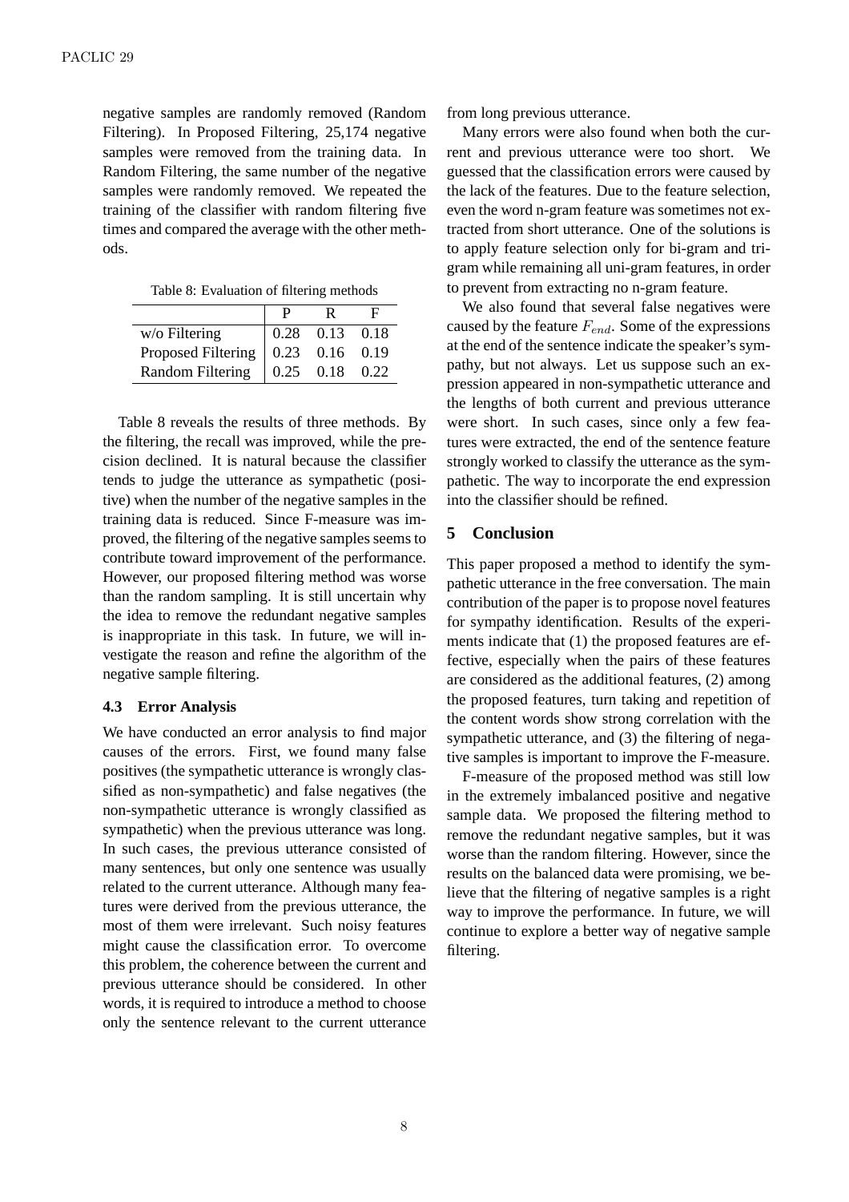negative samples are randomly removed (Random Filtering). In Proposed Filtering, 25,174 negative samples were removed from the training data. In Random Filtering, the same number of the negative samples were randomly removed. We repeated the training of the classifier with random filtering five times and compared the average with the other methods.

Table 8: Evaluation of filtering methods

| | P | R | F |
|---|---|---|---|
| w/o Filtering | 0.28 | 0.13 | 0.18 |
| Proposed Filtering | 0.23 | 0.16 | 0.19 |
| Random Filtering | 0.25 | 0.18 | 0.22 |

Table 8 reveals the results of three methods. By the filtering, the recall was improved, while the precision declined. It is natural because the classifier tends to judge the utterance as sympathetic (positive) when the number of the negative samples in the training data is reduced. Since F-measure was improved, the filtering of the negative samples seems to contribute toward improvement of the performance. However, our proposed filtering method was worse than the random sampling. It is still uncertain why the idea to remove the redundant negative samples is inappropriate in this task. In future, we will investigate the reason and refine the algorithm of the negative sample filtering.

### 4.3 Error Analysis

We have conducted an error analysis to find major causes of the errors. First, we found many false positives (the sympathetic utterance is wrongly classified as non-sympathetic) and false negatives (the non-sympathetic utterance is wrongly classified as sympathetic) when the previous utterance was long. In such cases, the previous utterance consisted of many sentences, but only one sentence was usually related to the current utterance. Although many features were derived from the previous utterance, the most of them were irrelevant. Such noisy features might cause the classification error. To overcome this problem, the coherence between the current and previous utterance should be considered. In other words, it is required to introduce a method to choose only the sentence relevant to the current utterance from long previous utterance.

Many errors were also found when both the current and previous utterance were too short. We guessed that the classification errors were caused by the lack of the features. Due to the feature selection, even the word n-gram feature was sometimes not extracted from short utterance. One of the solutions is to apply feature selection only for bi-gram and tri-gram while remaining all uni-gram features, in order to prevent from extracting no n-gram feature.

We also found that several false negatives were caused by the feature $F_{end}$. Some of the expressions at the end of the sentence indicate the speaker's sympathy, but not always. Let us suppose such an expression appeared in non-sympathetic utterance and the lengths of both current and previous utterance were short. In such cases, since only a few features were extracted, the end of the sentence feature strongly worked to classify the utterance as the sympathetic. The way to incorporate the end expression into the classifier should be refined.

## 5 Conclusion

This paper proposed a method to identify the sympathetic utterance in the free conversation. The main contribution of the paper is to propose novel features for sympathy identification. Results of the experiments indicate that (1) the proposed features are effective, especially when the pairs of these features are considered as the additional features, (2) among the proposed features, turn taking and repetition of the content words show strong correlation with the sympathetic utterance, and (3) the filtering of negative samples is important to improve the F-measure.

F-measure of the proposed method was still low in the extremely imbalanced positive and negative sample data. We proposed the filtering method to remove the redundant negative samples, but it was worse than the random filtering. However, since the results on the balanced data were promising, we believe that the filtering of negative samples is a right way to improve the performance. In future, we will continue to explore a better way of negative sample filtering.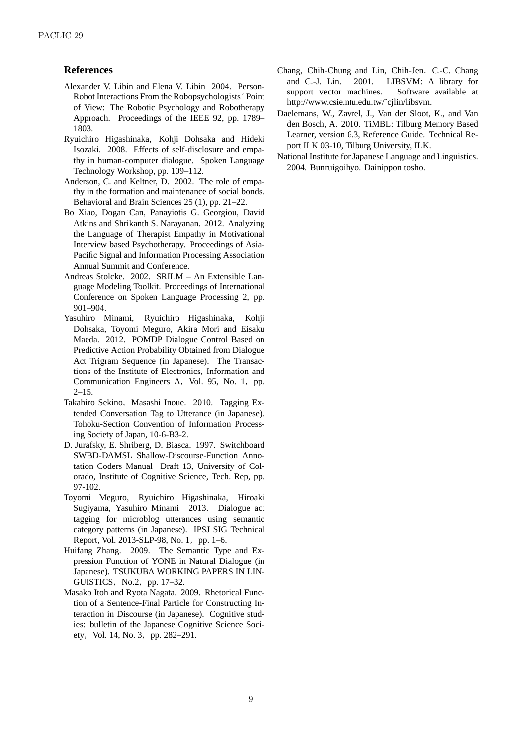## References

Alexander V. Libin and Elena V. Libin 2004. Person-Robot Interactions From the Robopsychologists' Point of View: The Robotic Psychology and Robotherapy Approach. Proceedings of the IEEE 92, pp. 1789–1803.

Ryuichiro Higashinaka, Kohji Dohsaka and Hideki Isozaki. 2008. Effects of self-disclosure and empathy in human-computer dialogue. Spoken Language Technology Workshop, pp. 109–112.

Anderson, C. and Keltner, D. 2002. The role of empathy in the formation and maintenance of social bonds. Behavioral and Brain Sciences 25 (1), pp. 21–22.

Bo Xiao, Dogan Can, Panayiotis G. Georgiou, David Atkins and Shrikanth S. Narayanan. 2012. Analyzing the Language of Therapist Empathy in Motivational Interview based Psychotherapy. Proceedings of Asia-Pacific Signal and Information Processing Association Annual Summit and Conference.

Andreas Stolcke. 2002. SRILM – An Extensible Language Modeling Toolkit. Proceedings of International Conference on Spoken Language Processing 2, pp. 901–904.

Yasuhiro Minami, Ryuichiro Higashinaka, Kohji Dohsaka, Toyomi Meguro, Akira Mori and Eisaku Maeda. 2012. POMDP Dialogue Control Based on Predictive Action Probability Obtained from Dialogue Act Trigram Sequence (in Japanese). The Transactions of the Institute of Electronics, Information and Communication Engineers A, Vol. 95, No. 1, pp. 2–15.

Takahiro Sekino, Masashi Inoue. 2010. Tagging Extended Conversation Tag to Utterance (in Japanese). Tohoku-Section Convention of Information Processing Society of Japan, 10-6-B3-2.

D. Jurafsky, E. Shriberg, D. Biasca. 1997. Switchboard SWBD-DAMSL Shallow-Discourse-Function Annotation Coders Manual Draft 13, University of Colorado, Institute of Cognitive Science, Tech. Rep, pp. 97-102.

Toyomi Meguro, Ryuichiro Higashinaka, Hiroaki Sugiyama, Yasuhiro Minami 2013. Dialogue act tagging for microblog utterances using semantic category patterns (in Japanese). IPSJ SIG Technical Report, Vol. 2013-SLP-98, No. 1, pp. 1–6.

Huifang Zhang. 2009. The Semantic Type and Expression Function of YONE in Natural Dialogue (in Japanese). TSUKUBA WORKING PAPERS IN LINGUISTICS, No.2, pp. 17–32.

Masako Itoh and Ryota Nagata. 2009. Rhetorical Function of a Sentence-Final Particle for Constructing Interaction in Discourse (in Japanese). Cognitive studies: bulletin of the Japanese Cognitive Science Society, Vol. 14, No. 3, pp. 282–291.

Chang, Chih-Chung and Lin, Chih-Jen. C.-C. Chang and C.-J. Lin. 2001. LIBSVM: A library for support vector machines. Software available at http://www.csie.ntu.edu.tw/~cjlin/libsvm.

Daelemans, W., Zavrel, J., Van der Sloot, K., and Van den Bosch, A. 2010. TiMBL: Tilburg Memory Based Learner, version 6.3, Reference Guide. Technical Report ILK 03-10, Tilburg University, ILK.

National Institute for Japanese Language and Linguistics. 2004. Bunruigoihyo. Dainippon tosho.